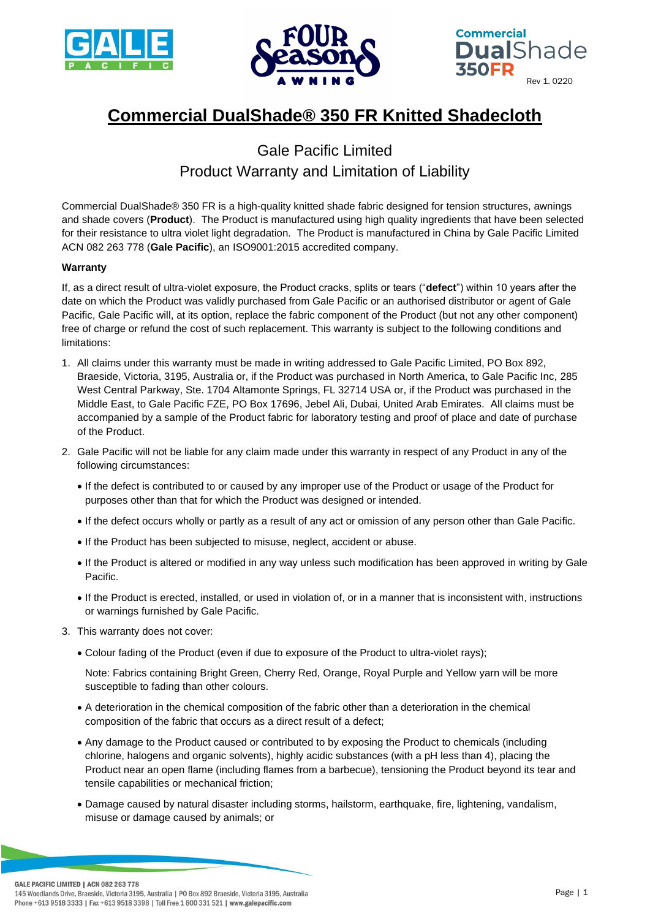# Commercial DualShade® 350 FR Knitted Shadecloth

## Gale Pacific Limited
## Product Warranty and Limitation of Liability

Commercial DualShade® 350 FR is a high-quality knitted shade fabric designed for tension structures, awnings and shade covers (**Product**). The Product is manufactured using high quality ingredients that have been selected for their resistance to ultra violet light degradation. The Product is manufactured in China by Gale Pacific Limited ACN 082 263 778 (**Gale Pacific**), an ISO9001:2015 accredited company.

**Warranty**

If, as a direct result of ultra-violet exposure, the Product cracks, splits or tears ("**defect**") within 10 years after the date on which the Product was validly purchased from Gale Pacific or an authorised distributor or agent of Gale Pacific, Gale Pacific will, at its option, replace the fabric component of the Product (but not any other component) free of charge or refund the cost of such replacement. This warranty is subject to the following conditions and limitations:

1. All claims under this warranty must be made in writing addressed to Gale Pacific Limited, PO Box 892, Braeside, Victoria, 3195, Australia or, if the Product was purchased in North America, to Gale Pacific Inc, 285 West Central Parkway, Ste. 1704 Altamonte Springs, FL 32714 USA or, if the Product was purchased in the Middle East, to Gale Pacific FZE, PO Box 17696, Jebel Ali, Dubai, United Arab Emirates. All claims must be accompanied by a sample of the Product fabric for laboratory testing and proof of place and date of purchase of the Product.
2. Gale Pacific will not be liable for any claim made under this warranty in respect of any Product in any of the following circumstances:
   - If the defect is contributed to or caused by any improper use of the Product or usage of the Product for purposes other than that for which the Product was designed or intended.
   - If the defect occurs wholly or partly as a result of any act or omission of any person other than Gale Pacific.
   - If the Product has been subjected to misuse, neglect, accident or abuse.
   - If the Product is altered or modified in any way unless such modification has been approved in writing by Gale Pacific.
   - If the Product is erected, installed, or used in violation of, or in a manner that is inconsistent with, instructions or warnings furnished by Gale Pacific.
3. This warranty does not cover:
   - Colour fading of the Product (even if due to exposure of the Product to ultra-violet rays);

     Note: Fabrics containing Bright Green, Cherry Red, Orange, Royal Purple and Yellow yarn will be more susceptible to fading than other colours.
   - A deterioration in the chemical composition of the fabric other than a deterioration in the chemical composition of the fabric that occurs as a direct result of a defect;
   - Any damage to the Product caused or contributed to by exposing the Product to chemicals (including chlorine, halogens and organic solvents), highly acidic substances (with a pH less than 4), placing the Product near an open flame (including flames from a barbecue), tensioning the Product beyond its tear and tensile capabilities or mechanical friction;
   - Damage caused by natural disaster including storms, hailstorm, earthquake, fire, lightening, vandalism, misuse or damage caused by animals; or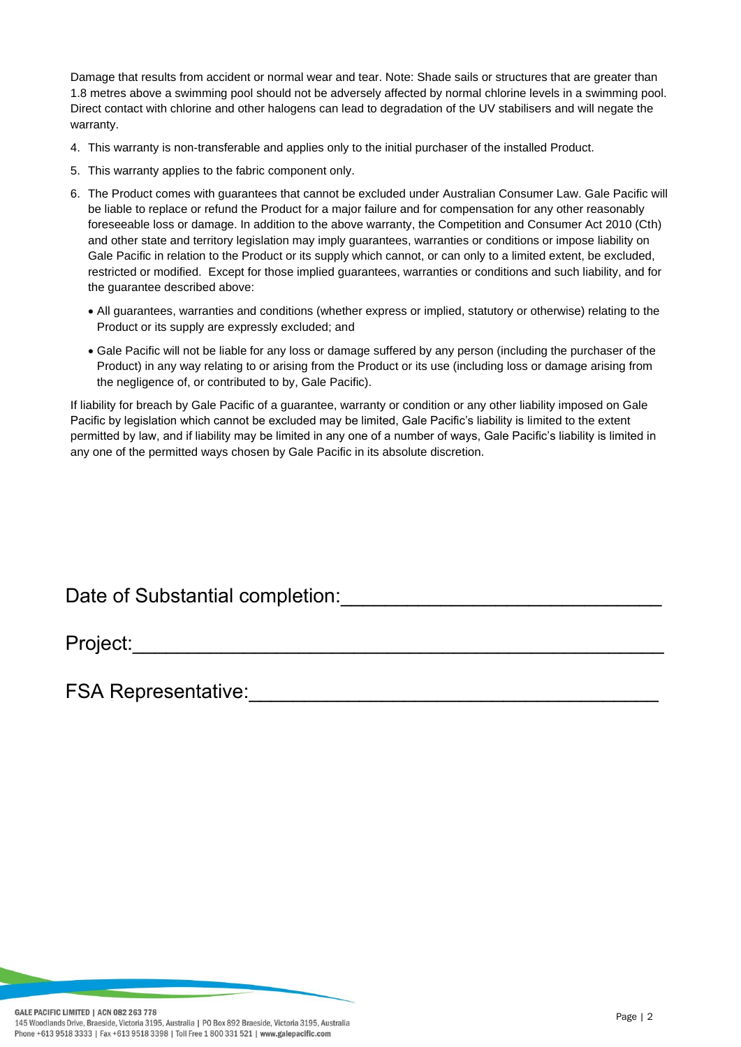Damage that results from accident or normal wear and tear. Note: Shade sails or structures that are greater than 1.8 metres above a swimming pool should not be adversely affected by normal chlorine levels in a swimming pool. Direct contact with chlorine and other halogens can lead to degradation of the UV stabilisers and will negate the warranty.

4. This warranty is non-transferable and applies only to the initial purchaser of the installed Product.
5. This warranty applies to the fabric component only.
6. The Product comes with guarantees that cannot be excluded under Australian Consumer Law. Gale Pacific will be liable to replace or refund the Product for a major failure and for compensation for any other reasonably foreseeable loss or damage. In addition to the above warranty, the Competition and Consumer Act 2010 (Cth) and other state and territory legislation may imply guarantees, warranties or conditions or impose liability on Gale Pacific in relation to the Product or its supply which cannot, or can only to a limited extent, be excluded, restricted or modified. Except for those implied guarantees, warranties or conditions and such liability, and for the guarantee described above:
   - All guarantees, warranties and conditions (whether express or implied, statutory or otherwise) relating to the Product or its supply are expressly excluded; and
   - Gale Pacific will not be liable for any loss or damage suffered by any person (including the purchaser of the Product) in any way relating to or arising from the Product or its use (including loss or damage arising from the negligence of, or contributed to by, Gale Pacific).

If liability for breach by Gale Pacific of a guarantee, warranty or condition or any other liability imposed on Gale Pacific by legislation which cannot be excluded may be limited, Gale Pacific's liability is limited to the extent permitted by law, and if liability may be limited in any one of a number of ways, Gale Pacific's liability is limited in any one of the permitted ways chosen by Gale Pacific in its absolute discretion.

Date of Substantial completion:_____________________________

Project:_____________________________________________

FSA Representative:_____________________________________

GALE PACIFIC LIMITED | ACN 082 263 778
145 Woodlands Drive, Braeside, Victoria 3195, Australia | PO Box 892 Braeside, Victoria 3195, Australia
Phone +613 9518 3333 | Fax +613 9518 3398 | Toll Free 1 800 331 521 | www.galepacific.com